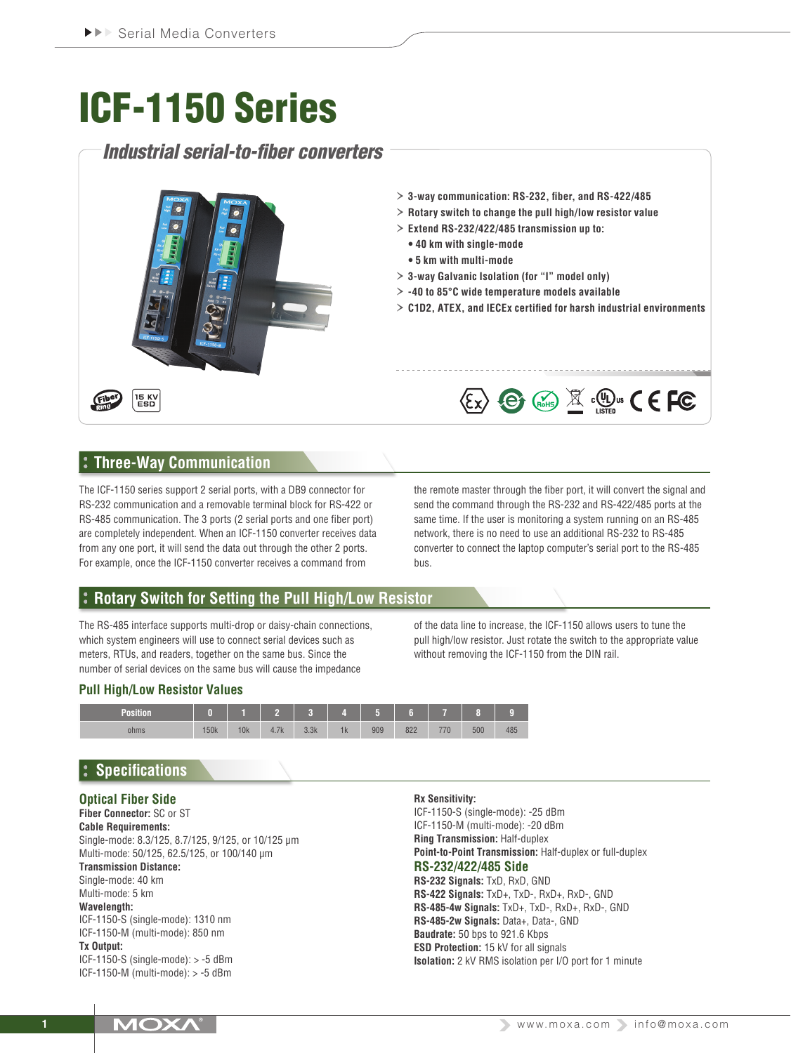# ICF-1150 Series

## Industrial serial-to-fiber converters

- 3-way communication: RS-232, fiber, and RS-422/485
- Rotary switch to change the pull high/low resistor value
- Extend RS-232/422/485 transmission up to:
  - 40 km with single-mode
  - 5 km with multi-mode
- 3-way Galvanic Isolation (for "I" model only)
- -40 to 85°C wide temperature models available
- C1D2, ATEX, and IECEx certified for harsh industrial environments

## Three-Way Communication

The ICF-1150 series support 2 serial ports, with a DB9 connector for RS-232 communication and a removable terminal block for RS-422 or RS-485 communication. The 3 ports (2 serial ports and one fiber port) are completely independent. When an ICF-1150 converter receives data from any one port, it will send the data out through the other 2 ports. For example, once the ICF-1150 converter receives a command from the remote master through the fiber port, it will convert the signal and send the command through the RS-232 and RS-422/485 ports at the same time. If the user is monitoring a system running on an RS-485 network, there is no need to use an additional RS-232 to RS-485 converter to connect the laptop computer's serial port to the RS-485 bus.

## Rotary Switch for Setting the Pull High/Low Resistor

The RS-485 interface supports multi-drop or daisy-chain connections, which system engineers will use to connect serial devices such as meters, RTUs, and readers, together on the same bus. Since the number of serial devices on the same bus will cause the impedance of the data line to increase, the ICF-1150 allows users to tune the pull high/low resistor. Just rotate the switch to the appropriate value without removing the ICF-1150 from the DIN rail.

### Pull High/Low Resistor Values

| Position | 0 | 1 | 2 | 3 | 4 | 5 | 6 | 7 | 8 | 9 |
|---|---|---|---|---|---|---|---|---|---|---|
| ohms | 150k | 10k | 4.7k | 3.3k | 1k | 909 | 822 | 770 | 500 | 485 |

## Specifications

### Optical Fiber Side

**Fiber Connector:** SC or ST
**Cable Requirements:**
Single-mode: 8.3/125, 8.7/125, 9/125, or 10/125 µm
Multi-mode: 50/125, 62.5/125, or 100/140 µm
**Transmission Distance:**
Single-mode: 40 km
Multi-mode: 5 km
**Wavelength:**
ICF-1150-S (single-mode): 1310 nm
ICF-1150-M (multi-mode): 850 nm
**Tx Output:**
ICF-1150-S (single-mode): > -5 dBm
ICF-1150-M (multi-mode): > -5 dBm
**Rx Sensitivity:**
ICF-1150-S (single-mode): -25 dBm
ICF-1150-M (multi-mode): -20 dBm
**Ring Transmission:** Half-duplex
**Point-to-Point Transmission:** Half-duplex or full-duplex

### RS-232/422/485 Side

**RS-232 Signals:** TxD, RxD, GND
**RS-422 Signals:** TxD+, TxD-, RxD+, RxD-, GND
**RS-485-4w Signals:** TxD+, TxD-, RxD+, RxD-, GND
**RS-485-2w Signals:** Data+, Data-, GND
**Baudrate:** 50 bps to 921.6 Kbps
**ESD Protection:** 15 kV for all signals
**Isolation:** 2 kV RMS isolation per I/O port for 1 minute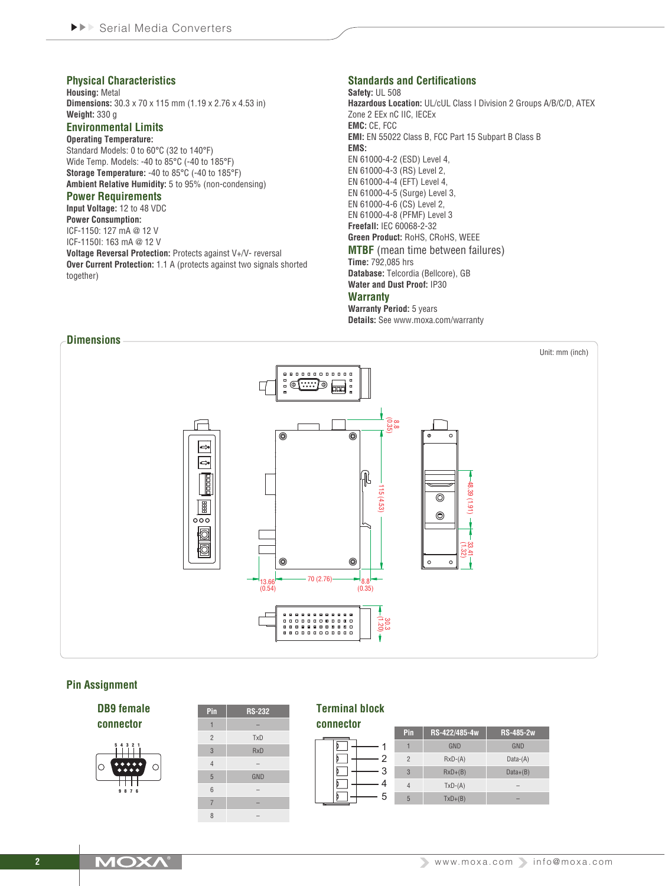## Physical Characteristics

**Housing:** Metal
**Dimensions:** 30.3 x 70 x 115 mm (1.19 x 2.76 x 4.53 in)
**Weight:** 330 g

## Environmental Limits

**Operating Temperature:**
Standard Models: 0 to 60°C (32 to 140°F)
Wide Temp. Models: -40 to 85°C (-40 to 185°F)
**Storage Temperature:** -40 to 85°C (-40 to 185°F)
**Ambient Relative Humidity:** 5 to 95% (non-condensing)

## Power Requirements

**Input Voltage:** 12 to 48 VDC
**Power Consumption:**
ICF-1150: 127 mA @ 12 V
ICF-1150I: 163 mA @ 12 V
**Voltage Reversal Protection:** Protects against V+/V- reversal
**Over Current Protection:** 1.1 A (protects against two signals shorted together)

## Standards and Certifications

**Safety:** UL 508
**Hazardous Location:** UL/cUL Class I Division 2 Groups A/B/C/D, ATEX Zone 2 EEx nC IIC, IECEx
**EMC:** CE, FCC
**EMI:** EN 55022 Class B, FCC Part 15 Subpart B Class B
**EMS:**
EN 61000-4-2 (ESD) Level 4,
EN 61000-4-3 (RS) Level 2,
EN 61000-4-4 (EFT) Level 4,
EN 61000-4-5 (Surge) Level 3,
EN 61000-4-6 (CS) Level 2,
EN 61000-4-8 (PFMF) Level 3
**Freefall:** IEC 60068-2-32
**Green Product:** RoHS, CRoHS, WEEE

## MTBF (mean time between failures)

**Time:** 792,085 hrs
**Database:** Telcordia (Bellcore), GB
**Water and Dust Proof:** IP30

## Warranty

**Warranty Period:** 5 years
**Details:** See www.moxa.com/warranty

## Dimensions

Unit: mm (inch)

8.8 (0.35)
115 (4.53)
48.39 (1.91)
33.41 (1.32)
13.66 (0.54)
70 (2.76)
8.8 (0.35)
30.3 (1.20)

## Pin Assignment

### DB9 female connector

| Pin | RS-232 |
|---|---|
| 1 | – |
| 2 | TxD |
| 3 | RxD |
| 4 | – |
| 5 | GND |
| 6 | – |
| 7 | – |
| 8 | – |

### Terminal block connector

| Pin | RS-422/485-4w | RS-485-2w |
|---|---|---|
| 1 | GND | GND |
| 2 | RxD-(A) | Data-(A) |
| 3 | RxD+(B) | Data+(B) |
| 4 | TxD-(A) | – |
| 5 | TxD+(B) | – |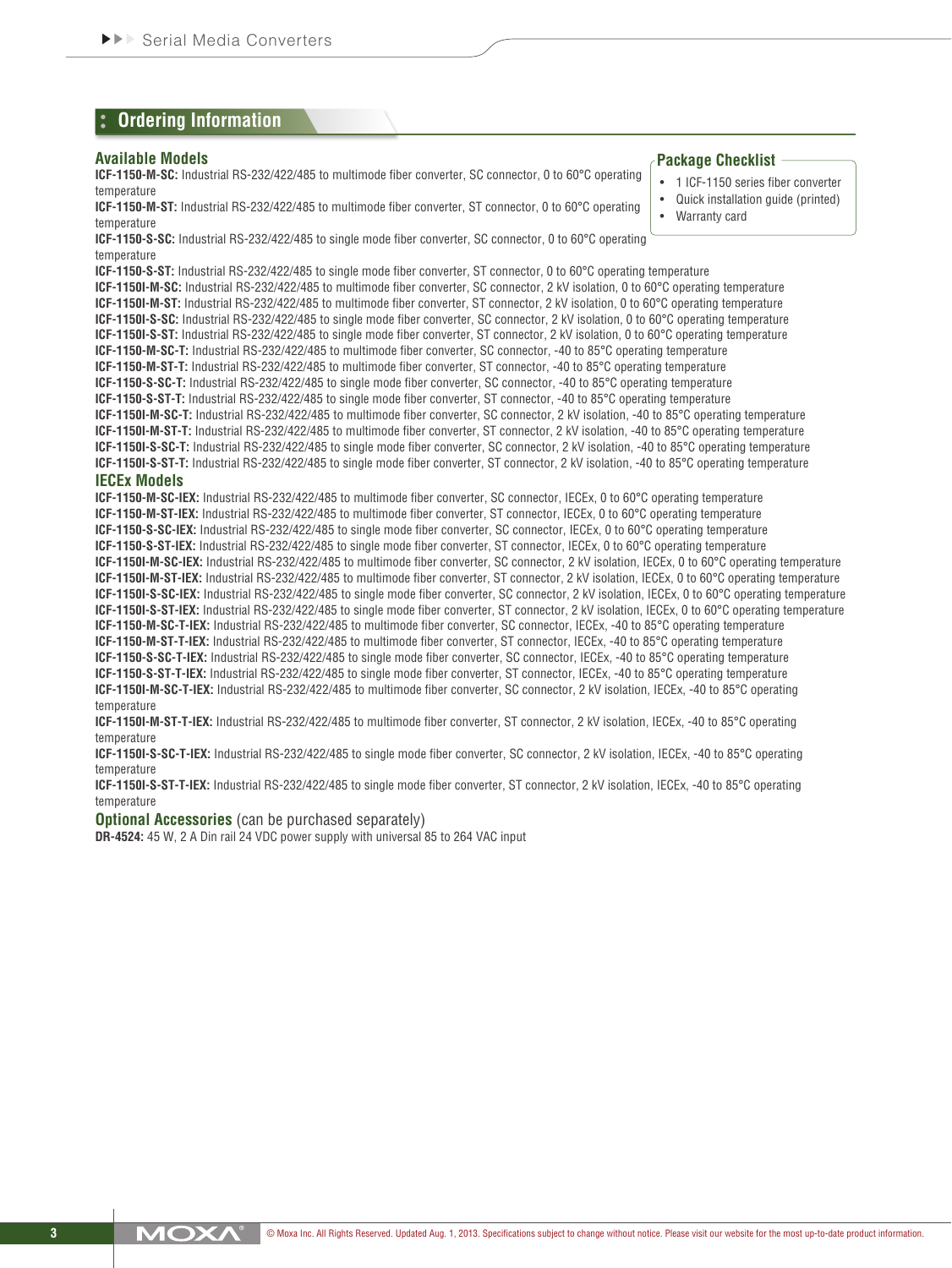## Ordering Information

### Available Models

**ICF-1150-M-SC:** Industrial RS-232/422/485 to multimode fiber converter, SC connector, 0 to 60°C operating temperature
**ICF-1150-M-ST:** Industrial RS-232/422/485 to multimode fiber converter, ST connector, 0 to 60°C operating temperature
**ICF-1150-S-SC:** Industrial RS-232/422/485 to single mode fiber converter, SC connector, 0 to 60°C operating temperature
**ICF-1150-S-ST:** Industrial RS-232/422/485 to single mode fiber converter, ST connector, 0 to 60°C operating temperature
**ICF-1150I-M-SC:** Industrial RS-232/422/485 to multimode fiber converter, SC connector, 2 kV isolation, 0 to 60°C operating temperature
**ICF-1150I-M-ST:** Industrial RS-232/422/485 to multimode fiber converter, ST connector, 2 kV isolation, 0 to 60°C operating temperature
**ICF-1150I-S-SC:** Industrial RS-232/422/485 to single mode fiber converter, SC connector, 2 kV isolation, 0 to 60°C operating temperature
**ICF-1150I-S-ST:** Industrial RS-232/422/485 to single mode fiber converter, ST connector, 2 kV isolation, 0 to 60°C operating temperature
**ICF-1150-M-SC-T:** Industrial RS-232/422/485 to multimode fiber converter, SC connector, -40 to 85°C operating temperature
**ICF-1150-M-ST-T:** Industrial RS-232/422/485 to multimode fiber converter, ST connector, -40 to 85°C operating temperature
**ICF-1150-S-SC-T:** Industrial RS-232/422/485 to single mode fiber converter, SC connector, -40 to 85°C operating temperature
**ICF-1150-S-ST-T:** Industrial RS-232/422/485 to single mode fiber converter, ST connector, -40 to 85°C operating temperature
**ICF-1150I-M-SC-T:** Industrial RS-232/422/485 to multimode fiber converter, SC connector, 2 kV isolation, -40 to 85°C operating temperature
**ICF-1150I-M-ST-T:** Industrial RS-232/422/485 to multimode fiber converter, ST connector, 2 kV isolation, -40 to 85°C operating temperature
**ICF-1150I-S-SC-T:** Industrial RS-232/422/485 to single mode fiber converter, SC connector, 2 kV isolation, -40 to 85°C operating temperature
**ICF-1150I-S-ST-T:** Industrial RS-232/422/485 to single mode fiber converter, ST connector, 2 kV isolation, -40 to 85°C operating temperature

### Package Checklist

- 1 ICF-1150 series fiber converter
- Quick installation guide (printed)
- Warranty card

### IECEx Models

**ICF-1150-M-SC-IEX:** Industrial RS-232/422/485 to multimode fiber converter, SC connector, IECEx, 0 to 60°C operating temperature
**ICF-1150-M-ST-IEX:** Industrial RS-232/422/485 to multimode fiber converter, ST connector, IECEx, 0 to 60°C operating temperature
**ICF-1150-S-SC-IEX:** Industrial RS-232/422/485 to single mode fiber converter, SC connector, IECEx, 0 to 60°C operating temperature
**ICF-1150-S-ST-IEX:** Industrial RS-232/422/485 to single mode fiber converter, ST connector, IECEx, 0 to 60°C operating temperature
**ICF-1150I-M-SC-IEX:** Industrial RS-232/422/485 to multimode fiber converter, SC connector, 2 kV isolation, IECEx, 0 to 60°C operating temperature
**ICF-1150I-M-ST-IEX:** Industrial RS-232/422/485 to multimode fiber converter, ST connector, 2 kV isolation, IECEx, 0 to 60°C operating temperature
**ICF-1150I-S-SC-IEX:** Industrial RS-232/422/485 to single mode fiber converter, SC connector, 2 kV isolation, IECEx, 0 to 60°C operating temperature
**ICF-1150I-S-ST-IEX:** Industrial RS-232/422/485 to single mode fiber converter, ST connector, 2 kV isolation, IECEx, 0 to 60°C operating temperature
**ICF-1150-M-SC-T-IEX:** Industrial RS-232/422/485 to multimode fiber converter, SC connector, IECEx, -40 to 85°C operating temperature
**ICF-1150-M-ST-T-IEX:** Industrial RS-232/422/485 to multimode fiber converter, ST connector, IECEx, -40 to 85°C operating temperature
**ICF-1150-S-SC-T-IEX:** Industrial RS-232/422/485 to single mode fiber converter, SC connector, IECEx, -40 to 85°C operating temperature
**ICF-1150-S-ST-T-IEX:** Industrial RS-232/422/485 to single mode fiber converter, ST connector, IECEx, -40 to 85°C operating temperature
**ICF-1150I-M-SC-T-IEX:** Industrial RS-232/422/485 to multimode fiber converter, SC connector, 2 kV isolation, IECEx, -40 to 85°C operating temperature
**ICF-1150I-M-ST-T-IEX:** Industrial RS-232/422/485 to multimode fiber converter, ST connector, 2 kV isolation, IECEx, -40 to 85°C operating temperature
**ICF-1150I-S-SC-T-IEX:** Industrial RS-232/422/485 to single mode fiber converter, SC connector, 2 kV isolation, IECEx, -40 to 85°C operating temperature
**ICF-1150I-S-ST-T-IEX:** Industrial RS-232/422/485 to single mode fiber converter, ST connector, 2 kV isolation, IECEx, -40 to 85°C operating temperature

### Optional Accessories (can be purchased separately)

**DR-4524:** 45 W, 2 A Din rail 24 VDC power supply with universal 85 to 264 VAC input